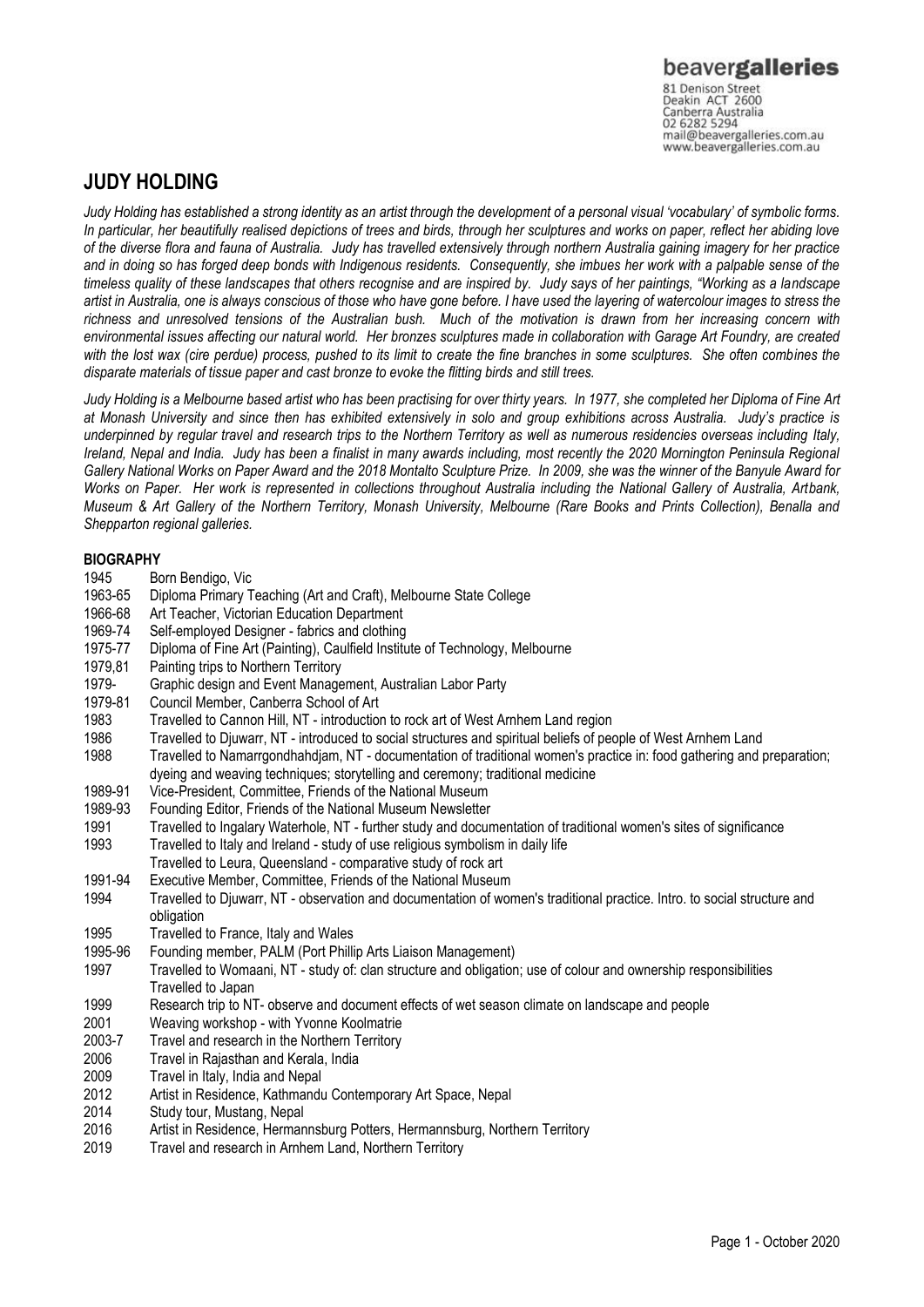beavergalleries
81 Denison Street
Deakin ACT 2600
Canberra Australia
02 6282 5294
mail@beavergalleries.com.au
www.beavergalleries.com.au

# JUDY HOLDING

*Judy Holding has established a strong identity as an artist through the development of a personal visual 'vocabulary' of symbolic forms. In particular, her beautifully realised depictions of trees and birds, through her sculptures and works on paper, reflect her abiding love of the diverse flora and fauna of Australia. Judy has travelled extensively through northern Australia gaining imagery for her practice and in doing so has forged deep bonds with Indigenous residents. Consequently, she imbues her work with a palpable sense of the timeless quality of these landscapes that others recognise and are inspired by. Judy says of her paintings, "Working as a landscape artist in Australia, one is always conscious of those who have gone before. I have used the layering of watercolour images to stress the richness and unresolved tensions of the Australian bush. Much of the motivation is drawn from her increasing concern with environmental issues affecting our natural world. Her bronzes sculptures made in collaboration with Garage Art Foundry, are created with the lost wax (cire perdue) process, pushed to its limit to create the fine branches in some sculptures. She often combines the disparate materials of tissue paper and cast bronze to evoke the flitting birds and still trees.*

*Judy Holding is a Melbourne based artist who has been practising for over thirty years. In 1977, she completed her Diploma of Fine Art at Monash University and since then has exhibited extensively in solo and group exhibitions across Australia. Judy's practice is underpinned by regular travel and research trips to the Northern Territory as well as numerous residencies overseas including Italy, Ireland, Nepal and India. Judy has been a finalist in many awards including, most recently the 2020 Mornington Peninsula Regional Gallery National Works on Paper Award and the 2018 Montalto Sculpture Prize. In 2009, she was the winner of the Banyule Award for Works on Paper. Her work is represented in collections throughout Australia including the National Gallery of Australia, Artbank, Museum & Art Gallery of the Northern Territory, Monash University, Melbourne (Rare Books and Prints Collection), Benalla and Shepparton regional galleries.*

**BIOGRAPHY**

| | |
|---|---|
| 1945 | Born Bendigo, Vic |
| 1963-65 | Diploma Primary Teaching (Art and Craft), Melbourne State College |
| 1966-68 | Art Teacher, Victorian Education Department |
| 1969-74 | Self-employed Designer - fabrics and clothing |
| 1975-77 | Diploma of Fine Art (Painting), Caulfield Institute of Technology, Melbourne |
| 1979,81 | Painting trips to Northern Territory |
| 1979- | Graphic design and Event Management, Australian Labor Party |
| 1979-81 | Council Member, Canberra School of Art |
| 1983 | Travelled to Cannon Hill, NT - introduction to rock art of West Arnhem Land region |
| 1986 | Travelled to Djuwarr, NT - introduced to social structures and spiritual beliefs of people of West Arnhem Land |
| 1988 | Travelled to Namarrgondhahdjam, NT - documentation of traditional women's practice in: food gathering and preparation; dyeing and weaving techniques; storytelling and ceremony; traditional medicine |
| 1989-91 | Vice-President, Committee, Friends of the National Museum |
| 1989-93 | Founding Editor, Friends of the National Museum Newsletter |
| 1991 | Travelled to Ingalary Waterhole, NT - further study and documentation of traditional women's sites of significance |
| 1993 | Travelled to Italy and Ireland - study of use religious symbolism in daily life<br>Travelled to Leura, Queensland - comparative study of rock art |
| 1991-94 | Executive Member, Committee, Friends of the National Museum |
| 1994 | Travelled to Djuwarr, NT - observation and documentation of women's traditional practice. Intro. to social structure and obligation |
| 1995 | Travelled to France, Italy and Wales |
| 1995-96 | Founding member, PALM (Port Phillip Arts Liaison Management) |
| 1997 | Travelled to Womaani, NT - study of: clan structure and obligation; use of colour and ownership responsibilities<br>Travelled to Japan |
| 1999 | Research trip to NT- observe and document effects of wet season climate on landscape and people |
| 2001 | Weaving workshop - with Yvonne Koolmatrie |
| 2003-7 | Travel and research in the Northern Territory |
| 2006 | Travel in Rajasthan and Kerala, India |
| 2009 | Travel in Italy, India and Nepal |
| 2012 | Artist in Residence, Kathmandu Contemporary Art Space, Nepal |
| 2014 | Study tour, Mustang, Nepal |
| 2016 | Artist in Residence, Hermannsburg Potters, Hermannsburg, Northern Territory |
| 2019 | Travel and research in Arnhem Land, Northern Territory |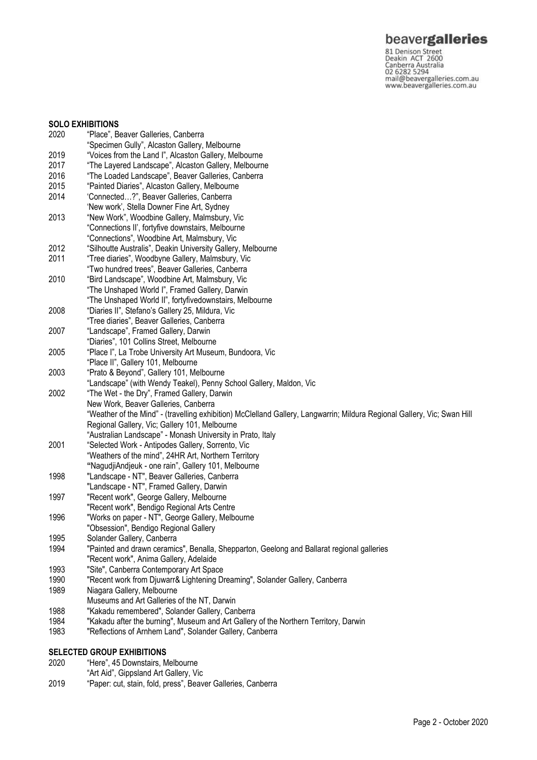## SOLO EXHIBITIONS

| | |
|---|---|
| 2020 | "Place", Beaver Galleries, Canberra |
| | "Specimen Gully", Alcaston Gallery, Melbourne |
| 2019 | "Voices from the Land I", Alcaston Gallery, Melbourne |
| 2017 | "The Layered Landscape", Alcaston Gallery, Melbourne |
| 2016 | "The Loaded Landscape", Beaver Galleries, Canberra |
| 2015 | "Painted Diaries", Alcaston Gallery, Melbourne |
| 2014 | 'Connected…?", Beaver Galleries, Canberra |
| | 'New work', Stella Downer Fine Art, Sydney |
| 2013 | "New Work", Woodbine Gallery, Malmsbury, Vic |
| | "Connections II', fortyfive downstairs, Melbourne |
| | "Connections", Woodbine Art, Malmsbury, Vic |
| 2012 | "Silhoutte Australis", Deakin University Gallery, Melbourne |
| 2011 | "Tree diaries", Woodbyne Gallery, Malmsbury, Vic |
| | "Two hundred trees", Beaver Galleries, Canberra |
| 2010 | "Bird Landscape", Woodbine Art, Malmsbury, Vic |
| | "The Unshaped World I", Framed Gallery, Darwin |
| | "The Unshaped World II", fortyfivedownstairs, Melbourne |
| 2008 | "Diaries II", Stefano's Gallery 25, Mildura, Vic |
| | "Tree diaries", Beaver Galleries, Canberra |
| 2007 | "Landscape", Framed Gallery, Darwin |
| | "Diaries", 101 Collins Street, Melbourne |
| 2005 | "Place I", La Trobe University Art Museum, Bundoora, Vic |
| | "Place II", Gallery 101, Melbourne |
| 2003 | "Prato & Beyond", Gallery 101, Melbourne |
| | "Landscape" (with Wendy Teakel), Penny School Gallery, Maldon, Vic |
| 2002 | "The Wet - the Dry", Framed Gallery, Darwin |
| | New Work, Beaver Galleries, Canberra |
| | "Weather of the Mind" - (travelling exhibition) McClelland Gallery, Langwarrin; Mildura Regional Gallery, Vic; Swan Hill Regional Gallery, Vic; Gallery 101, Melbourne |
| | "Australian Landscape" - Monash University in Prato, Italy |
| 2001 | "Selected Work - Antipodes Gallery, Sorrento, Vic |
| | "Weathers of the mind", 24HR Art, Northern Territory |
| | "NagudjiAndjeuk - one rain", Gallery 101, Melbourne |
| 1998 | "Landscape - NT", Beaver Galleries, Canberra |
| | "Landscape - NT", Framed Gallery, Darwin |
| 1997 | "Recent work", George Gallery, Melbourne |
| | "Recent work", Bendigo Regional Arts Centre |
| 1996 | "Works on paper - NT", George Gallery, Melbourne |
| | "Obsession", Bendigo Regional Gallery |
| 1995 | Solander Gallery, Canberra |
| 1994 | "Painted and drawn ceramics", Benalla, Shepparton, Geelong and Ballarat regional galleries |
| | "Recent work", Anima Gallery, Adelaide |
| 1993 | "Site", Canberra Contemporary Art Space |
| 1990 | "Recent work from Djuwarr& Lightening Dreaming", Solander Gallery, Canberra |
| 1989 | Niagara Gallery, Melbourne |
| | Museums and Art Galleries of the NT, Darwin |
| 1988 | "Kakadu remembered", Solander Gallery, Canberra |
| 1984 | "Kakadu after the burning", Museum and Art Gallery of the Northern Territory, Darwin |
| 1983 | "Reflections of Arnhem Land", Solander Gallery, Canberra |

## SELECTED GROUP EXHIBITIONS

| | |
|---|---|
| 2020 | "Here", 45 Downstairs, Melbourne |
| | "Art Aid", Gippsland Art Gallery, Vic |
| 2019 | "Paper: cut, stain, fold, press", Beaver Galleries, Canberra |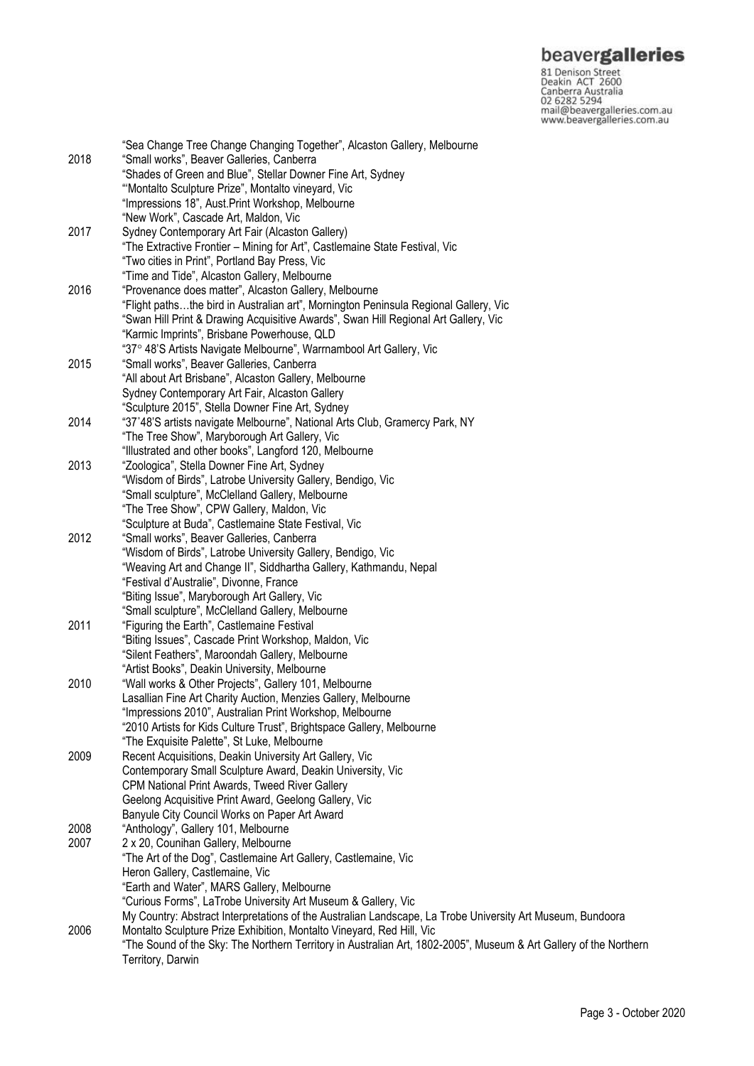"Sea Change Tree Change Changing Together", Alcaston Gallery, Melbourne

2018
"Small works", Beaver Galleries, Canberra
"Shades of Green and Blue", Stellar Downer Fine Art, Sydney
"'Montalto Sculpture Prize", Montalto vineyard, Vic
"Impressions 18", Aust.Print Workshop, Melbourne
"New Work", Cascade Art, Maldon, Vic

2017
Sydney Contemporary Art Fair (Alcaston Gallery)
"The Extractive Frontier – Mining for Art", Castlemaine State Festival, Vic
"Two cities in Print", Portland Bay Press, Vic
"Time and Tide", Alcaston Gallery, Melbourne

2016
"Provenance does matter", Alcaston Gallery, Melbourne
"Flight paths…the bird in Australian art", Mornington Peninsula Regional Gallery, Vic
"Swan Hill Print & Drawing Acquisitive Awards", Swan Hill Regional Art Gallery, Vic
"Karmic Imprints", Brisbane Powerhouse, QLD
"37° 48'S Artists Navigate Melbourne", Warrnambool Art Gallery, Vic

2015
"Small works", Beaver Galleries, Canberra
"All about Art Brisbane", Alcaston Gallery, Melbourne
Sydney Contemporary Art Fair, Alcaston Gallery
"Sculpture 2015", Stella Downer Fine Art, Sydney

2014
"37˚48'S artists navigate Melbourne", National Arts Club, Gramercy Park, NY
"The Tree Show", Maryborough Art Gallery, Vic
"Illustrated and other books", Langford 120, Melbourne

2013
"Zoologica", Stella Downer Fine Art, Sydney
"Wisdom of Birds", Latrobe University Gallery, Bendigo, Vic
"Small sculpture", McClelland Gallery, Melbourne
"The Tree Show", CPW Gallery, Maldon, Vic
"Sculpture at Buda", Castlemaine State Festival, Vic

2012
"Small works", Beaver Galleries, Canberra
"Wisdom of Birds", Latrobe University Gallery, Bendigo, Vic
"Weaving Art and Change II", Siddhartha Gallery, Kathmandu, Nepal
"Festival d'Australie", Divonne, France
"Biting Issue", Maryborough Art Gallery, Vic
"Small sculpture", McClelland Gallery, Melbourne

2011
"Figuring the Earth", Castlemaine Festival
"Biting Issues", Cascade Print Workshop, Maldon, Vic
"Silent Feathers", Maroondah Gallery, Melbourne
"Artist Books", Deakin University, Melbourne

2010
"Wall works & Other Projects", Gallery 101, Melbourne
Lasallian Fine Art Charity Auction, Menzies Gallery, Melbourne
"Impressions 2010", Australian Print Workshop, Melbourne
"2010 Artists for Kids Culture Trust", Brightspace Gallery, Melbourne
"The Exquisite Palette", St Luke, Melbourne

2009
Recent Acquisitions, Deakin University Art Gallery, Vic
Contemporary Small Sculpture Award, Deakin University, Vic
CPM National Print Awards, Tweed River Gallery
Geelong Acquisitive Print Award, Geelong Gallery, Vic
Banyule City Council Works on Paper Art Award

2008
"Anthology", Gallery 101, Melbourne

2007
2 x 20, Counihan Gallery, Melbourne
"The Art of the Dog", Castlemaine Art Gallery, Castlemaine, Vic
Heron Gallery, Castlemaine, Vic
"Earth and Water", MARS Gallery, Melbourne
"Curious Forms", LaTrobe University Art Museum & Gallery, Vic
My Country: Abstract Interpretations of the Australian Landscape, La Trobe University Art Museum, Bundoora

2006
Montalto Sculpture Prize Exhibition, Montalto Vineyard, Red Hill, Vic
"The Sound of the Sky: The Northern Territory in Australian Art, 1802-2005", Museum & Art Gallery of the Northern Territory, Darwin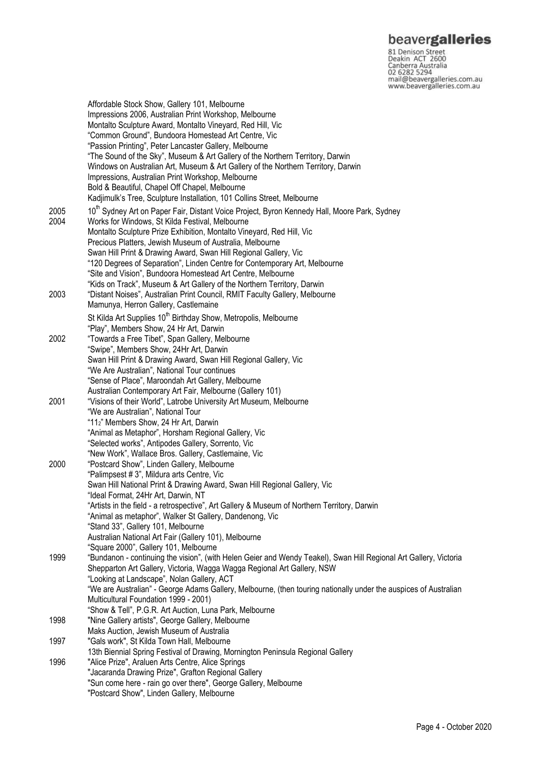Affordable Stock Show, Gallery 101, Melbourne
Impressions 2006, Australian Print Workshop, Melbourne
Montalto Sculpture Award, Montalto Vineyard, Red Hill, Vic
"Common Ground", Bundoora Homestead Art Centre, Vic
"Passion Printing", Peter Lancaster Gallery, Melbourne
"The Sound of the Sky", Museum & Art Gallery of the Northern Territory, Darwin
Windows on Australian Art, Museum & Art Gallery of the Northern Territory, Darwin
Impressions, Australian Print Workshop, Melbourne
Bold & Beautiful, Chapel Off Chapel, Melbourne
Kadjimulk's Tree, Sculpture Installation, 101 Collins Street, Melbourne

2005 10th Sydney Art on Paper Fair, Distant Voice Project, Byron Kennedy Hall, Moore Park, Sydney

2004 Works for Windows, St Kilda Festival, Melbourne
Montalto Sculpture Prize Exhibition, Montalto Vineyard, Red Hill, Vic
Precious Platters, Jewish Museum of Australia, Melbourne
Swan Hill Print & Drawing Award, Swan Hill Regional Gallery, Vic
"120 Degrees of Separation", Linden Centre for Contemporary Art, Melbourne
"Site and Vision", Bundoora Homestead Art Centre, Melbourne
"Kids on Track", Museum & Art Gallery of the Northern Territory, Darwin

2003 "Distant Noises", Australian Print Council, RMIT Faculty Gallery, Melbourne
Mamunya, Herron Gallery, Castlemaine
St Kilda Art Supplies 10th Birthday Show, Metropolis, Melbourne
"Play", Members Show, 24 Hr Art, Darwin

2002 "Towards a Free Tibet", Span Gallery, Melbourne
"Swipe", Members Show, 24Hr Art, Darwin
Swan Hill Print & Drawing Award, Swan Hill Regional Gallery, Vic
"We Are Australian", National Tour continues
"Sense of Place", Maroondah Art Gallery, Melbourne
Australian Contemporary Art Fair, Melbourne (Gallery 101)

2001 "Visions of their World", Latrobe University Art Museum, Melbourne
"We are Australian", National Tour
"11½" Members Show, 24 Hr Art, Darwin
"Animal as Metaphor", Horsham Regional Gallery, Vic
"Selected works", Antipodes Gallery, Sorrento, Vic
"New Work", Wallace Bros. Gallery, Castlemaine, Vic

2000 "Postcard Show", Linden Gallery, Melbourne
"Palimpsest # 3", Mildura arts Centre, Vic
Swan Hill National Print & Drawing Award, Swan Hill Regional Gallery, Vic
"Ideal Format, 24Hr Art, Darwin, NT
"Artists in the field - a retrospective", Art Gallery & Museum of Northern Territory, Darwin
"Animal as metaphor", Walker St Gallery, Dandenong, Vic
"Stand 33", Gallery 101, Melbourne
Australian National Art Fair (Gallery 101), Melbourne
"Square 2000", Gallery 101, Melbourne

1999 "Bundanon - continuing the vision", (with Helen Geier and Wendy Teakel), Swan Hill Regional Art Gallery, Victoria
Shepparton Art Gallery, Victoria, Wagga Wagga Regional Art Gallery, NSW
"Looking at Landscape", Nolan Gallery, ACT
"We are Australian" - George Adams Gallery, Melbourne, (then touring nationally under the auspices of Australian Multicultural Foundation 1999 - 2001)
"Show & Tell", P.G.R. Art Auction, Luna Park, Melbourne

1998 "Nine Gallery artists", George Gallery, Melbourne
Maks Auction, Jewish Museum of Australia

1997 "Gals work", St Kilda Town Hall, Melbourne
13th Biennial Spring Festival of Drawing, Mornington Peninsula Regional Gallery

1996 "Alice Prize", Araluen Arts Centre, Alice Springs
"Jacaranda Drawing Prize", Grafton Regional Gallery
"Sun come here - rain go over there", George Gallery, Melbourne
"Postcard Show", Linden Gallery, Melbourne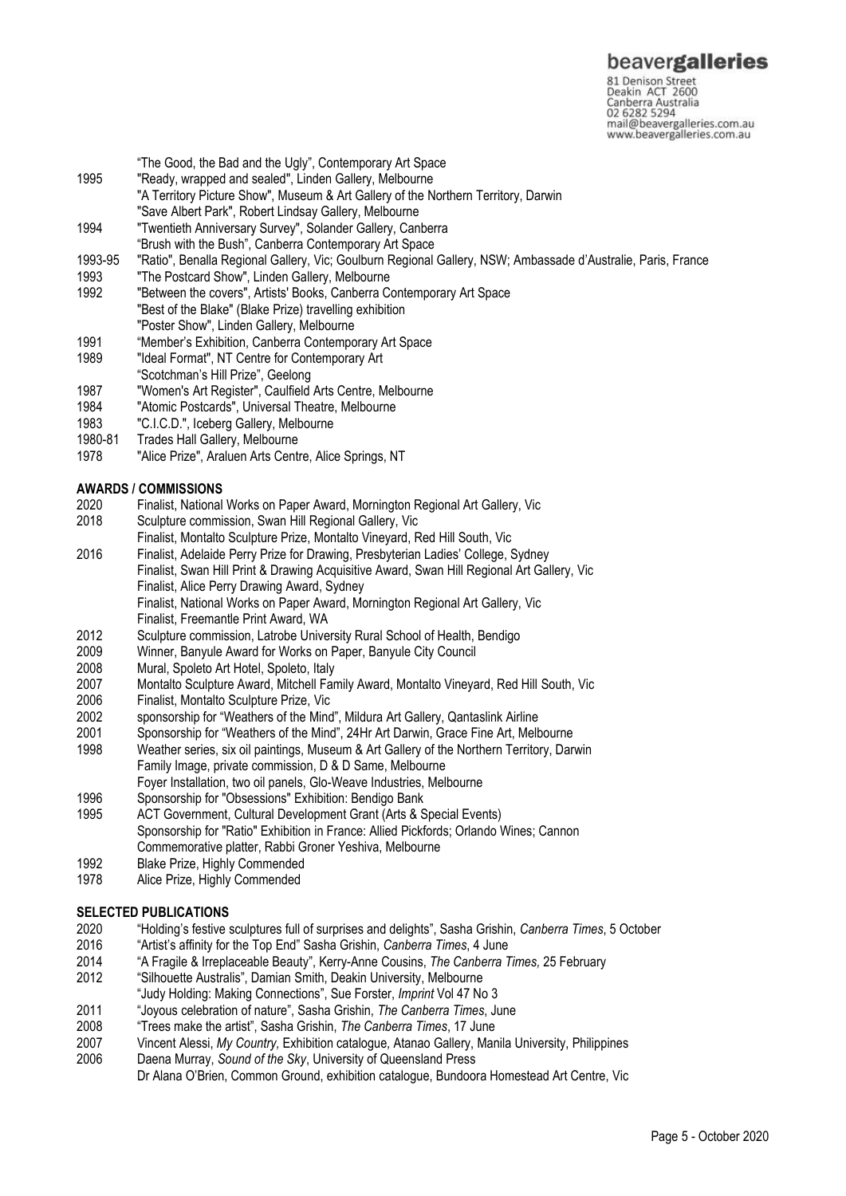| | |
|---|---|
| | "The Good, the Bad and the Ugly", Contemporary Art Space |
| 1995 | "Ready, wrapped and sealed", Linden Gallery, Melbourne |
| | "A Territory Picture Show", Museum & Art Gallery of the Northern Territory, Darwin |
| | "Save Albert Park", Robert Lindsay Gallery, Melbourne |
| 1994 | "Twentieth Anniversary Survey", Solander Gallery, Canberra |
| | "Brush with the Bush", Canberra Contemporary Art Space |
| 1993-95 | "Ratio", Benalla Regional Gallery, Vic; Goulburn Regional Gallery, NSW; Ambassade d'Australie, Paris, France |
| 1993 | "The Postcard Show", Linden Gallery, Melbourne |
| 1992 | "Between the covers", Artists' Books, Canberra Contemporary Art Space |
| | "Best of the Blake" (Blake Prize) travelling exhibition |
| | "Poster Show", Linden Gallery, Melbourne |
| 1991 | "Member's Exhibition, Canberra Contemporary Art Space |
| 1989 | "Ideal Format", NT Centre for Contemporary Art |
| | "Scotchman's Hill Prize", Geelong |
| 1987 | "Women's Art Register", Caulfield Arts Centre, Melbourne |
| 1984 | "Atomic Postcards", Universal Theatre, Melbourne |
| 1983 | "C.I.C.D.", Iceberg Gallery, Melbourne |
| 1980-81 | Trades Hall Gallery, Melbourne |
| 1978 | "Alice Prize", Araluen Arts Centre, Alice Springs, NT |

## AWARDS / COMMISSIONS

| | |
|---|---|
| 2020 | Finalist, National Works on Paper Award, Mornington Regional Art Gallery, Vic |
| 2018 | Sculpture commission, Swan Hill Regional Gallery, Vic |
| | Finalist, Montalto Sculpture Prize, Montalto Vineyard, Red Hill South, Vic |
| 2016 | Finalist, Adelaide Perry Prize for Drawing, Presbyterian Ladies' College, Sydney |
| | Finalist, Swan Hill Print & Drawing Acquisitive Award, Swan Hill Regional Art Gallery, Vic |
| | Finalist, Alice Perry Drawing Award, Sydney |
| | Finalist, National Works on Paper Award, Mornington Regional Art Gallery, Vic |
| | Finalist, Freemantle Print Award, WA |
| 2012 | Sculpture commission, Latrobe University Rural School of Health, Bendigo |
| 2009 | Winner, Banyule Award for Works on Paper, Banyule City Council |
| 2008 | Mural, Spoleto Art Hotel, Spoleto, Italy |
| 2007 | Montalto Sculpture Award, Mitchell Family Award, Montalto Vineyard, Red Hill South, Vic |
| 2006 | Finalist, Montalto Sculpture Prize, Vic |
| 2002 | sponsorship for "Weathers of the Mind", Mildura Art Gallery, Qantaslink Airline |
| 2001 | Sponsorship for "Weathers of the Mind", 24Hr Art Darwin, Grace Fine Art, Melbourne |
| 1998 | Weather series, six oil paintings, Museum & Art Gallery of the Northern Territory, Darwin |
| | Family Image, private commission, D & D Same, Melbourne |
| | Foyer Installation, two oil panels, Glo-Weave Industries, Melbourne |
| 1996 | Sponsorship for "Obsessions" Exhibition: Bendigo Bank |
| 1995 | ACT Government, Cultural Development Grant (Arts & Special Events) |
| | Sponsorship for "Ratio" Exhibition in France: Allied Pickfords; Orlando Wines; Cannon |
| | Commemorative platter, Rabbi Groner Yeshiva, Melbourne |
| 1992 | Blake Prize, Highly Commended |
| 1978 | Alice Prize, Highly Commended |

## SELECTED PUBLICATIONS

| | |
|---|---|
| 2020 | "Holding's festive sculptures full of surprises and delights", Sasha Grishin, *Canberra Times*, 5 October |
| 2016 | "Artist's affinity for the Top End" Sasha Grishin, *Canberra Times*, 4 June |
| 2014 | "A Fragile & Irreplaceable Beauty", Kerry-Anne Cousins, *The Canberra Times,* 25 February |
| 2012 | "Silhouette Australis", Damian Smith, Deakin University, Melbourne |
| | "Judy Holding: Making Connections", Sue Forster, *Imprint* Vol 47 No 3 |
| 2011 | "Joyous celebration of nature", Sasha Grishin, *The Canberra Times*, June |
| 2008 | "Trees make the artist", Sasha Grishin, *The Canberra Times*, 17 June |
| 2007 | Vincent Alessi, *My Country,* Exhibition catalogue, Atanao Gallery, Manila University, Philippines |
| 2006 | Daena Murray, *Sound of the Sky*, University of Queensland Press |
| | Dr Alana O'Brien, Common Ground, exhibition catalogue, Bundoora Homestead Art Centre, Vic |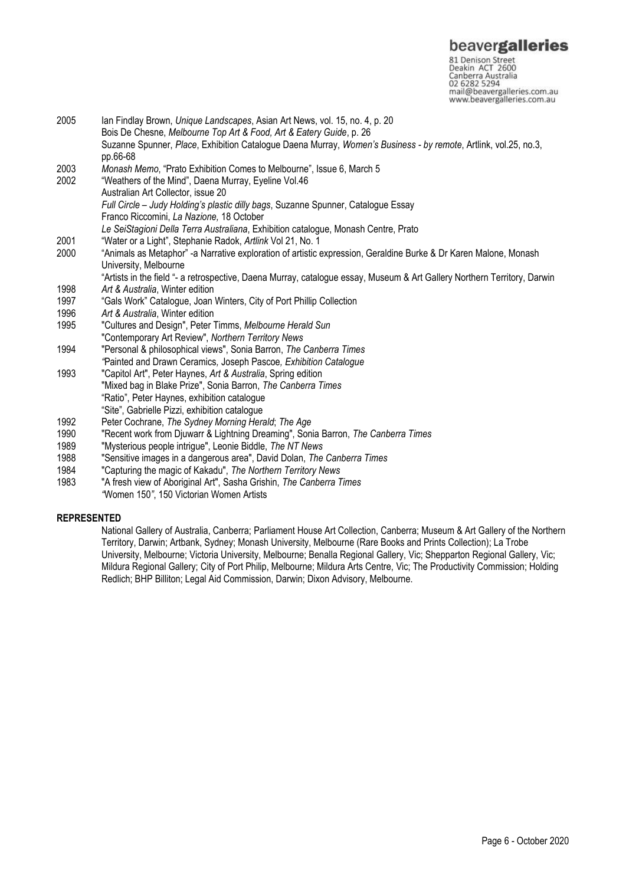2005 Ian Findlay Brown, *Unique Landscapes*, Asian Art News, vol. 15, no. 4, p. 20
Bois De Chesne, *Melbourne Top Art & Food, Art & Eatery Guide*, p. 26
Suzanne Spunner, *Place*, Exhibition Catalogue Daena Murray, *Women's Business - by remote*, Artlink, vol.25, no.3, pp.66-68

2003 *Monash Memo*, "Prato Exhibition Comes to Melbourne", Issue 6, March 5

2002 "Weathers of the Mind", Daena Murray, Eyeline Vol.46
Australian Art Collector, issue 20
*Full Circle – Judy Holding's plastic dilly bags*, Suzanne Spunner, Catalogue Essay
Franco Riccomini, *La Nazione,* 18 October
*Le SeiStagioni Della Terra Australiana*, Exhibition catalogue, Monash Centre, Prato

2001 "Water or a Light", Stephanie Radok, *Artlink* Vol 21, No. 1

2000 "Animals as Metaphor" -a Narrative exploration of artistic expression, Geraldine Burke & Dr Karen Malone, Monash University, Melbourne
"Artists in the field "- a retrospective, Daena Murray, catalogue essay, Museum & Art Gallery Northern Territory, Darwin

1998 *Art & Australia*, Winter edition

1997 "Gals Work" Catalogue, Joan Winters, City of Port Phillip Collection

1996 *Art & Australia*, Winter edition

1995 "Cultures and Design", Peter Timms, *Melbourne Herald Sun*
"Contemporary Art Review", *Northern Territory News*

1994 "Personal & philosophical views", Sonia Barron, *The Canberra Times*
*"*Painted and Drawn Ceramics*,* Joseph Pascoe*, Exhibition Catalogue*

1993 "Capitol Art", Peter Haynes, *Art & Australia*, Spring edition
"Mixed bag in Blake Prize", Sonia Barron, *The Canberra Times*
"Ratio", Peter Haynes, exhibition catalogue
"Site", Gabrielle Pizzi, exhibition catalogue

1992 Peter Cochrane, *The Sydney Morning Herald*; *The Age*

1990 "Recent work from Djuwarr & Lightning Dreaming", Sonia Barron, *The Canberra Times*

1989 "Mysterious people intrigue", Leonie Biddle, *The NT News*

1988 "Sensitive images in a dangerous area", David Dolan, *The Canberra Times*

1984 "Capturing the magic of Kakadu", *The Northern Territory News*

1983 "A fresh view of Aboriginal Art", Sasha Grishin, *The Canberra Times*
*"*Women 150*"*, 150 Victorian Women Artists

**REPRESENTED**

National Gallery of Australia, Canberra; Parliament House Art Collection, Canberra; Museum & Art Gallery of the Northern Territory, Darwin; Artbank, Sydney; Monash University, Melbourne (Rare Books and Prints Collection); La Trobe University, Melbourne; Victoria University, Melbourne; Benalla Regional Gallery, Vic; Shepparton Regional Gallery, Vic; Mildura Regional Gallery; City of Port Philip, Melbourne; Mildura Arts Centre, Vic; The Productivity Commission; Holding Redlich; BHP Billiton; Legal Aid Commission, Darwin; Dixon Advisory, Melbourne.